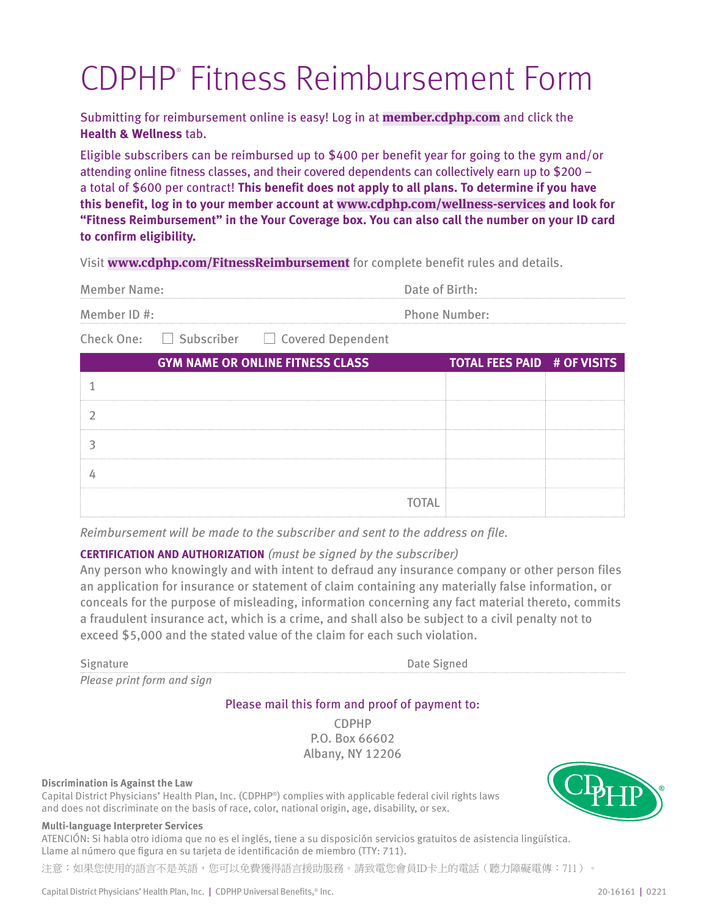# CDPHP® Fitness Reimbursement Form

Submitting for reimbursement online is easy! Log in at **member.cdphp.com** and click the **Health & Wellness** tab.

Eligible subscribers can be reimbursed up to $400 per benefit year for going to the gym and/or attending online fitness classes, and their covered dependents can collectively earn up to $200 – a total of $600 per contract! **This benefit does not apply to all plans. To determine if you have this benefit, log in to your member account at www.cdphp.com/wellness-services and look for "Fitness Reimbursement" in the Your Coverage box. You can also call the number on your ID card to confirm eligibility.**

Visit **www.cdphp.com/FitnessReimbursement** for complete benefit rules and details.

Member Name: Date of Birth:

Member ID #: Phone Number:

Check One: ☐ Subscriber ☐ Covered Dependent

| GYM NAME OR ONLINE FITNESS CLASS | TOTAL FEES PAID | # OF VISITS |
|---|---|---|
| 1 | | |
| 2 | | |
| 3 | | |
| 4 | | |
| TOTAL | | |

*Reimbursement will be made to the subscriber and sent to the address on file.*

**CERTIFICATION AND AUTHORIZATION** *(must be signed by the subscriber)*

Any person who knowingly and with intent to defraud any insurance company or other person files an application for insurance or statement of claim containing any materially false information, or conceals for the purpose of misleading, information concerning any fact material thereto, commits a fraudulent insurance act, which is a crime, and shall also be subject to a civil penalty not to exceed $5,000 and the stated value of the claim for each such violation.

Signature Date Signed

*Please print form and sign*

Please mail this form and proof of payment to:

CDPHP
P.O. Box 66602
Albany, NY 12206

**Discrimination is Against the Law**

Capital District Physicians' Health Plan, Inc. (CDPHP®) complies with applicable federal civil rights laws and does not discriminate on the basis of race, color, national origin, age, disability, or sex.

**Multi-language Interpreter Services**

ATENCIÓN: Si habla otro idioma que no es el inglés, tiene a su disposición servicios gratuitos de asistencia lingüística. Llame al número que figura en su tarjeta de identificación de miembro (TTY: 711).

注意：如果您使用的語言不是英語，您可以免費獲得語言援助服務。請致電您會員ID卡上的電話（聽力障礙電傳：711）。

Capital District Physicians' Health Plan, Inc. | CDPHP Universal Benefits,® Inc.

20-16161 | 0221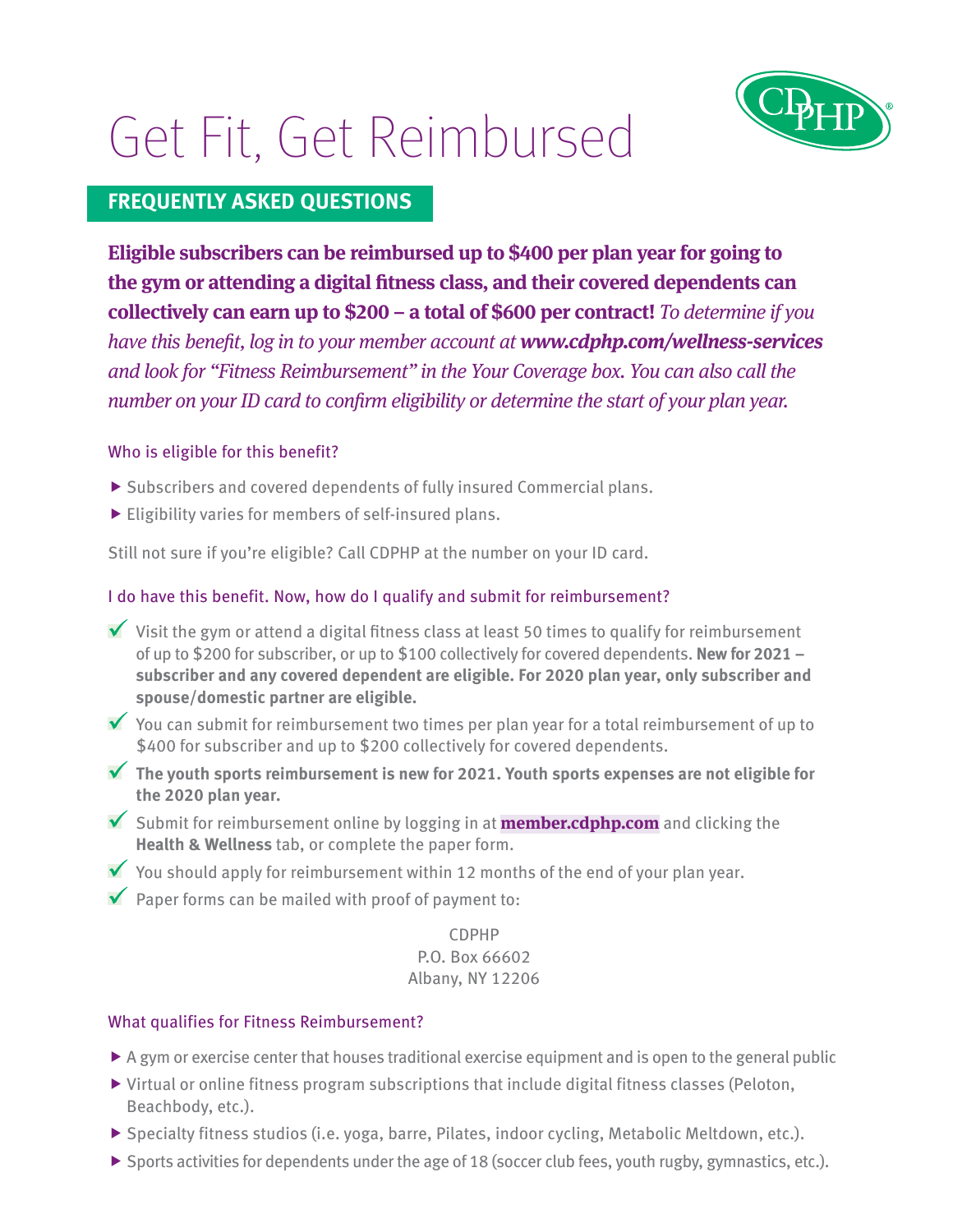# Get Fit, Get Reimbursed

## FREQUENTLY ASKED QUESTIONS

**Eligible subscribers can be reimbursed up to $400 per plan year for going to the gym or attending a digital fitness class, and their covered dependents can collectively can earn up to $200 – a total of $600 per contract!** *To determine if you have this benefit, log in to your member account at **www.cdphp.com/wellness-services** and look for "Fitness Reimbursement" in the Your Coverage box. You can also call the number on your ID card to confirm eligibility or determine the start of your plan year.*

### Who is eligible for this benefit?

- Subscribers and covered dependents of fully insured Commercial plans.
- Eligibility varies for members of self-insured plans.

Still not sure if you're eligible? Call CDPHP at the number on your ID card.

### I do have this benefit. Now, how do I qualify and submit for reimbursement?

- ✓ Visit the gym or attend a digital fitness class at least 50 times to qualify for reimbursement of up to $200 for subscriber, or up to $100 collectively for covered dependents. **New for 2021 – subscriber and any covered dependent are eligible. For 2020 plan year, only subscriber and spouse/domestic partner are eligible.**
- ✓ You can submit for reimbursement two times per plan year for a total reimbursement of up to $400 for subscriber and up to $200 collectively for covered dependents.
- ✓ **The youth sports reimbursement is new for 2021. Youth sports expenses are not eligible for the 2020 plan year.**
- ✓ Submit for reimbursement online by logging in at **member.cdphp.com** and clicking the **Health & Wellness** tab, or complete the paper form.
- ✓ You should apply for reimbursement within 12 months of the end of your plan year.
- ✓ Paper forms can be mailed with proof of payment to:

CDPHP
P.O. Box 66602
Albany, NY 12206

### What qualifies for Fitness Reimbursement?

- A gym or exercise center that houses traditional exercise equipment and is open to the general public
- Virtual or online fitness program subscriptions that include digital fitness classes (Peloton, Beachbody, etc.).
- Specialty fitness studios (i.e. yoga, barre, Pilates, indoor cycling, Metabolic Meltdown, etc.).
- Sports activities for dependents under the age of 18 (soccer club fees, youth rugby, gymnastics, etc.).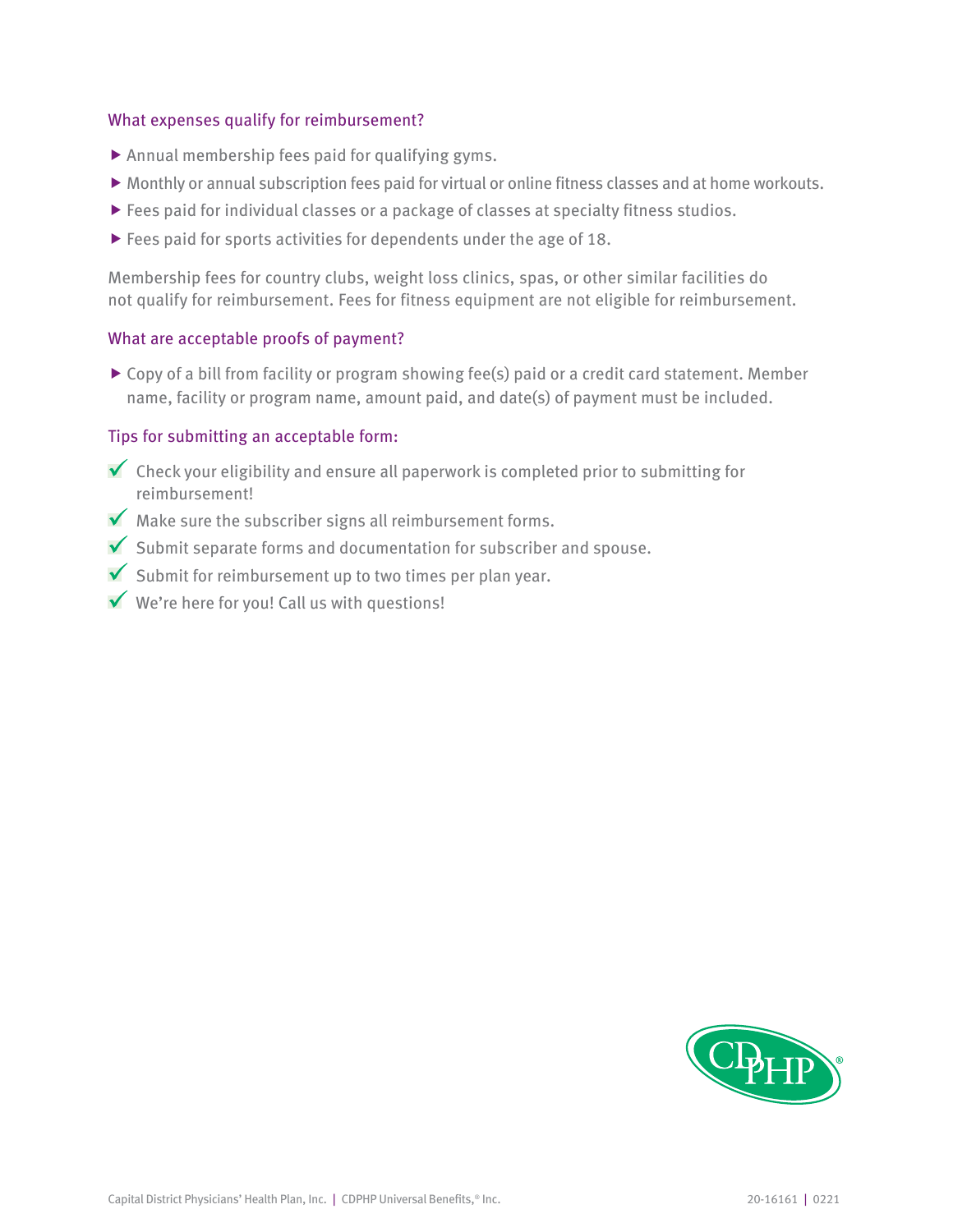## What expenses qualify for reimbursement?

- Annual membership fees paid for qualifying gyms.
- Monthly or annual subscription fees paid for virtual or online fitness classes and at home workouts.
- Fees paid for individual classes or a package of classes at specialty fitness studios.
- Fees paid for sports activities for dependents under the age of 18.

Membership fees for country clubs, weight loss clinics, spas, or other similar facilities do not qualify for reimbursement. Fees for fitness equipment are not eligible for reimbursement.

## What are acceptable proofs of payment?

- Copy of a bill from facility or program showing fee(s) paid or a credit card statement. Member name, facility or program name, amount paid, and date(s) of payment must be included.

## Tips for submitting an acceptable form:

- ✓ Check your eligibility and ensure all paperwork is completed prior to submitting for reimbursement!
- ✓ Make sure the subscriber signs all reimbursement forms.
- ✓ Submit separate forms and documentation for subscriber and spouse.
- ✓ Submit for reimbursement up to two times per plan year.
- ✓ We're here for you! Call us with questions!

CDPHP®

Capital District Physicians' Health Plan, Inc. | CDPHP Universal Benefits,® Inc.

20-16161 | 0221